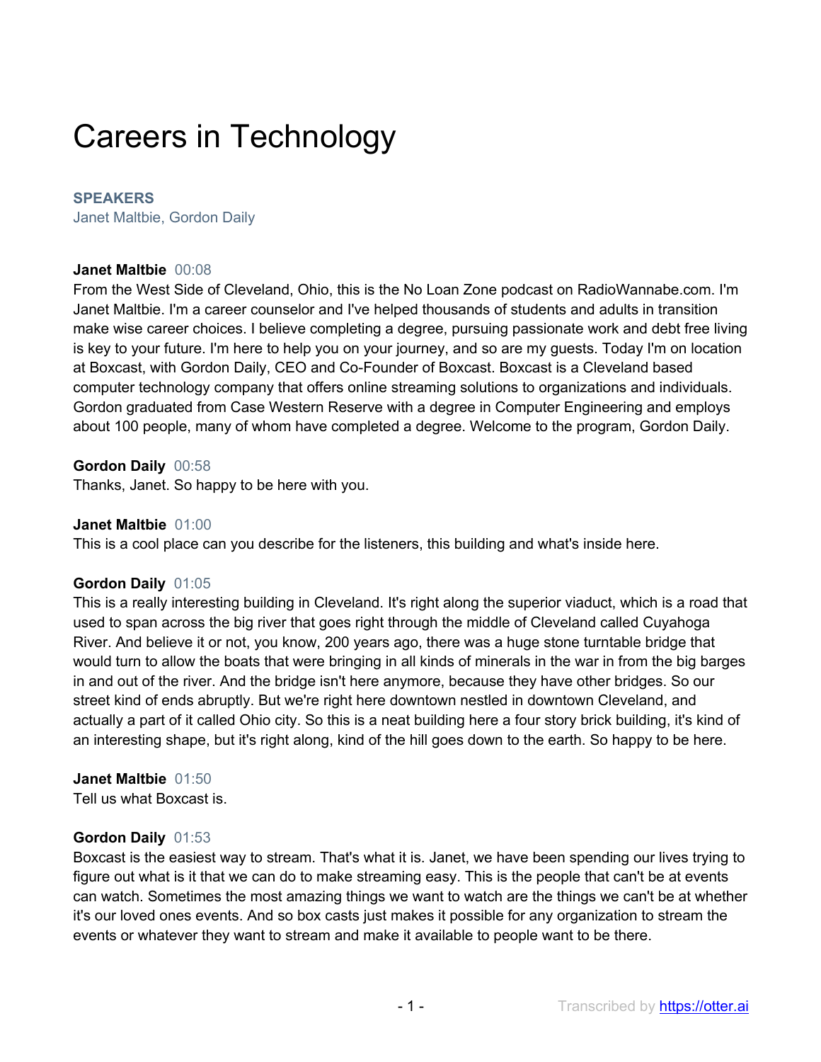# Careers in Technology

**SPEAKERS**
Janet Maltbie, Gordon Daily

**Janet Maltbie** 00:08
From the West Side of Cleveland, Ohio, this is the No Loan Zone podcast on RadioWannabe.com. I'm Janet Maltbie. I'm a career counselor and I've helped thousands of students and adults in transition make wise career choices. I believe completing a degree, pursuing passionate work and debt free living is key to your future. I'm here to help you on your journey, and so are my guests. Today I'm on location at Boxcast, with Gordon Daily, CEO and Co-Founder of Boxcast. Boxcast is a Cleveland based computer technology company that offers online streaming solutions to organizations and individuals. Gordon graduated from Case Western Reserve with a degree in Computer Engineering and employs about 100 people, many of whom have completed a degree. Welcome to the program, Gordon Daily.

**Gordon Daily** 00:58
Thanks, Janet. So happy to be here with you.

**Janet Maltbie** 01:00
This is a cool place can you describe for the listeners, this building and what's inside here.

**Gordon Daily** 01:05
This is a really interesting building in Cleveland. It's right along the superior viaduct, which is a road that used to span across the big river that goes right through the middle of Cleveland called Cuyahoga River. And believe it or not, you know, 200 years ago, there was a huge stone turntable bridge that would turn to allow the boats that were bringing in all kinds of minerals in the war in from the big barges in and out of the river. And the bridge isn't here anymore, because they have other bridges. So our street kind of ends abruptly. But we're right here downtown nestled in downtown Cleveland, and actually a part of it called Ohio city. So this is a neat building here a four story brick building, it's kind of an interesting shape, but it's right along, kind of the hill goes down to the earth. So happy to be here.

**Janet Maltbie** 01:50
Tell us what Boxcast is.

**Gordon Daily** 01:53
Boxcast is the easiest way to stream. That's what it is. Janet, we have been spending our lives trying to figure out what is it that we can do to make streaming easy. This is the people that can't be at events can watch. Sometimes the most amazing things we want to watch are the things we can't be at whether it's our loved ones events. And so box casts just makes it possible for any organization to stream the events or whatever they want to stream and make it available to people want to be there.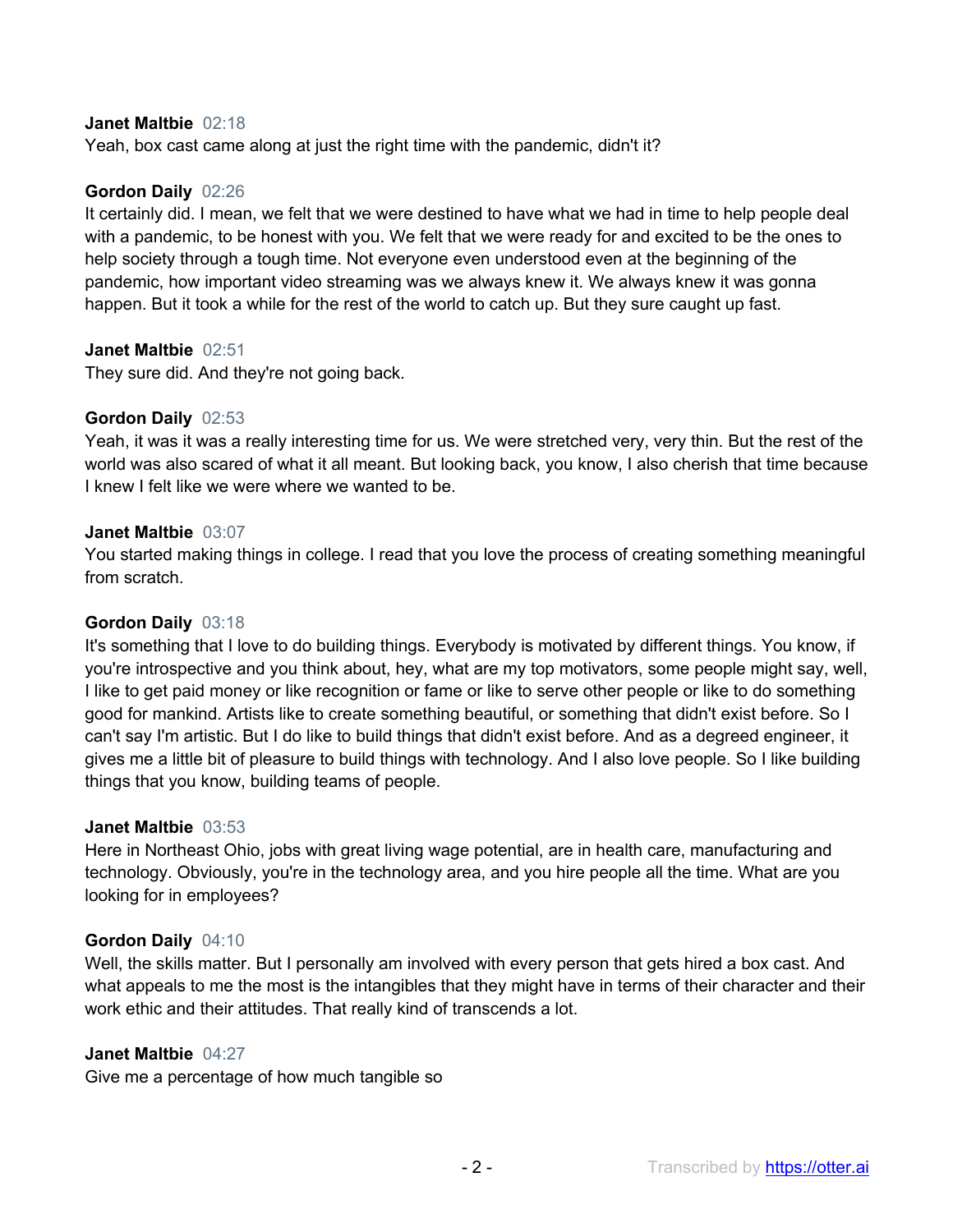**Janet Maltbie** 02:18
Yeah, box cast came along at just the right time with the pandemic, didn't it?

**Gordon Daily** 02:26
It certainly did. I mean, we felt that we were destined to have what we had in time to help people deal with a pandemic, to be honest with you. We felt that we were ready for and excited to be the ones to help society through a tough time. Not everyone even understood even at the beginning of the pandemic, how important video streaming was we always knew it. We always knew it was gonna happen. But it took a while for the rest of the world to catch up. But they sure caught up fast.

**Janet Maltbie** 02:51
They sure did. And they're not going back.

**Gordon Daily** 02:53
Yeah, it was it was a really interesting time for us. We were stretched very, very thin. But the rest of the world was also scared of what it all meant. But looking back, you know, I also cherish that time because I knew I felt like we were where we wanted to be.

**Janet Maltbie** 03:07
You started making things in college. I read that you love the process of creating something meaningful from scratch.

**Gordon Daily** 03:18
It's something that I love to do building things. Everybody is motivated by different things. You know, if you're introspective and you think about, hey, what are my top motivators, some people might say, well, I like to get paid money or like recognition or fame or like to serve other people or like to do something good for mankind. Artists like to create something beautiful, or something that didn't exist before. So I can't say I'm artistic. But I do like to build things that didn't exist before. And as a degreed engineer, it gives me a little bit of pleasure to build things with technology. And I also love people. So I like building things that you know, building teams of people.

**Janet Maltbie** 03:53
Here in Northeast Ohio, jobs with great living wage potential, are in health care, manufacturing and technology. Obviously, you're in the technology area, and you hire people all the time. What are you looking for in employees?

**Gordon Daily** 04:10
Well, the skills matter. But I personally am involved with every person that gets hired a box cast. And what appeals to me the most is the intangibles that they might have in terms of their character and their work ethic and their attitudes. That really kind of transcends a lot.

**Janet Maltbie** 04:27
Give me a percentage of how much tangible so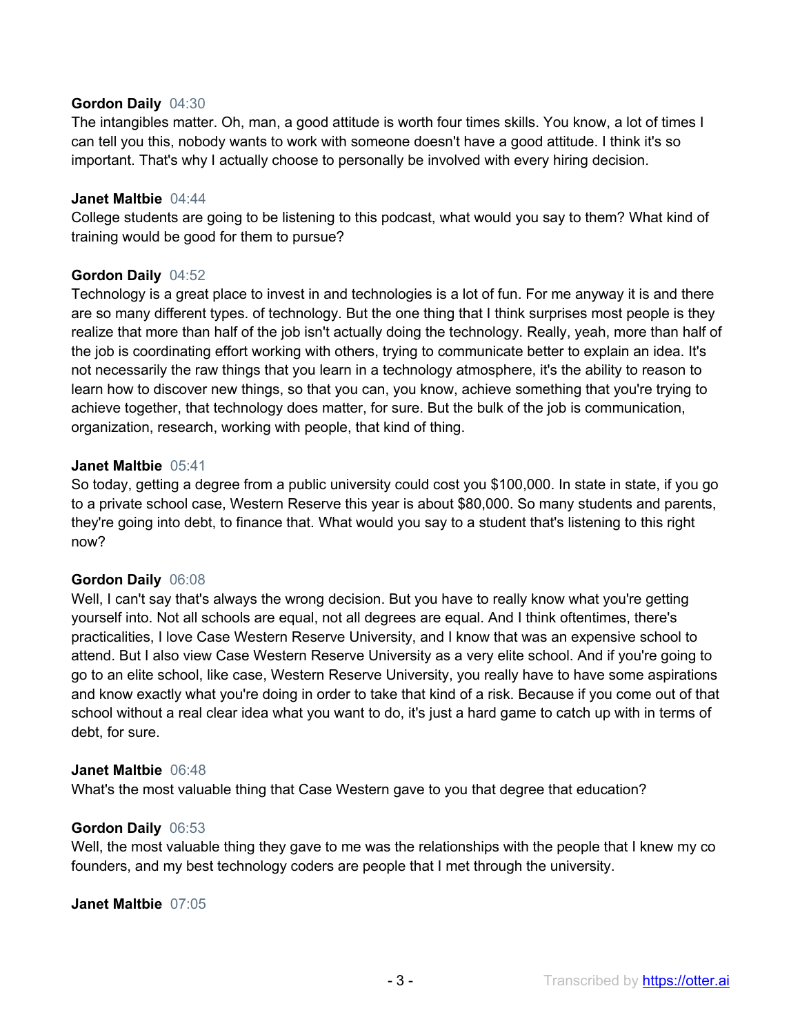**Gordon Daily** 04:30
The intangibles matter. Oh, man, a good attitude is worth four times skills. You know, a lot of times I can tell you this, nobody wants to work with someone doesn't have a good attitude. I think it's so important. That's why I actually choose to personally be involved with every hiring decision.

**Janet Maltbie** 04:44
College students are going to be listening to this podcast, what would you say to them? What kind of training would be good for them to pursue?

**Gordon Daily** 04:52
Technology is a great place to invest in and technologies is a lot of fun. For me anyway it is and there are so many different types. of technology. But the one thing that I think surprises most people is they realize that more than half of the job isn't actually doing the technology. Really, yeah, more than half of the job is coordinating effort working with others, trying to communicate better to explain an idea. It's not necessarily the raw things that you learn in a technology atmosphere, it's the ability to reason to learn how to discover new things, so that you can, you know, achieve something that you're trying to achieve together, that technology does matter, for sure. But the bulk of the job is communication, organization, research, working with people, that kind of thing.

**Janet Maltbie** 05:41
So today, getting a degree from a public university could cost you $100,000. In state in state, if you go to a private school case, Western Reserve this year is about $80,000. So many students and parents, they're going into debt, to finance that. What would you say to a student that's listening to this right now?

**Gordon Daily** 06:08
Well, I can't say that's always the wrong decision. But you have to really know what you're getting yourself into. Not all schools are equal, not all degrees are equal. And I think oftentimes, there's practicalities, I love Case Western Reserve University, and I know that was an expensive school to attend. But I also view Case Western Reserve University as a very elite school. And if you're going to go to an elite school, like case, Western Reserve University, you really have to have some aspirations and know exactly what you're doing in order to take that kind of a risk. Because if you come out of that school without a real clear idea what you want to do, it's just a hard game to catch up with in terms of debt, for sure.

**Janet Maltbie** 06:48
What's the most valuable thing that Case Western gave to you that degree that education?

**Gordon Daily** 06:53
Well, the most valuable thing they gave to me was the relationships with the people that I knew my co founders, and my best technology coders are people that I met through the university.

**Janet Maltbie** 07:05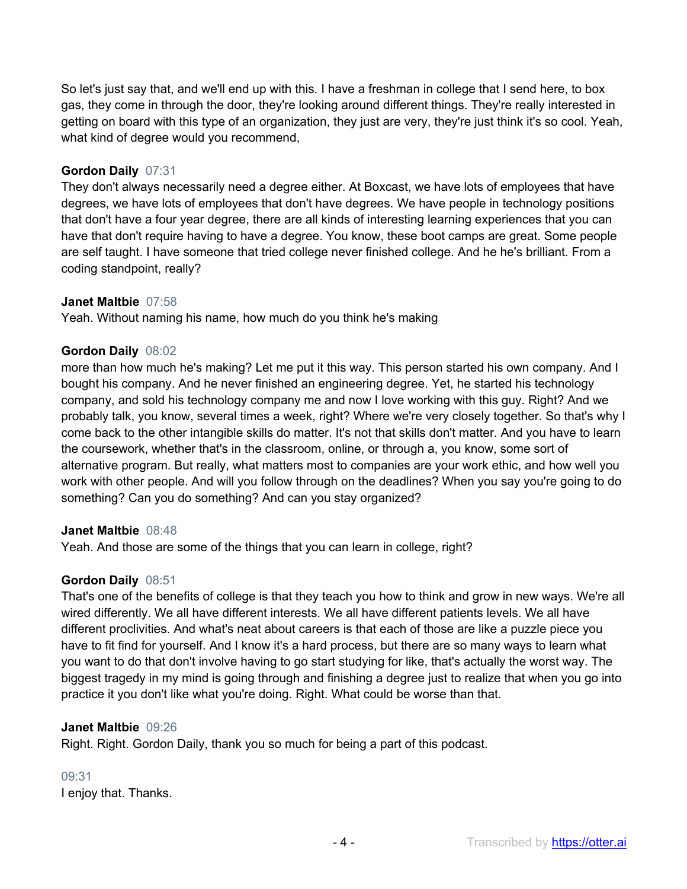So let's just say that, and we'll end up with this. I have a freshman in college that I send here, to box gas, they come in through the door, they're looking around different things. They're really interested in getting on board with this type of an organization, they just are very, they're just think it's so cool. Yeah, what kind of degree would you recommend,

**Gordon Daily** 07:31
They don't always necessarily need a degree either. At Boxcast, we have lots of employees that have degrees, we have lots of employees that don't have degrees. We have people in technology positions that don't have a four year degree, there are all kinds of interesting learning experiences that you can have that don't require having to have a degree. You know, these boot camps are great. Some people are self taught. I have someone that tried college never finished college. And he he's brilliant. From a coding standpoint, really?

**Janet Maltbie** 07:58
Yeah. Without naming his name, how much do you think he's making

**Gordon Daily** 08:02
more than how much he's making? Let me put it this way. This person started his own company. And I bought his company. And he never finished an engineering degree. Yet, he started his technology company, and sold his technology company me and now I love working with this guy. Right? And we probably talk, you know, several times a week, right? Where we're very closely together. So that's why I come back to the other intangible skills do matter. It's not that skills don't matter. And you have to learn the coursework, whether that's in the classroom, online, or through a, you know, some sort of alternative program. But really, what matters most to companies are your work ethic, and how well you work with other people. And will you follow through on the deadlines? When you say you're going to do something? Can you do something? And can you stay organized?

**Janet Maltbie** 08:48
Yeah. And those are some of the things that you can learn in college, right?

**Gordon Daily** 08:51
That's one of the benefits of college is that they teach you how to think and grow in new ways. We're all wired differently. We all have different interests. We all have different patients levels. We all have different proclivities. And what's neat about careers is that each of those are like a puzzle piece you have to fit find for yourself. And I know it's a hard process, but there are so many ways to learn what you want to do that don't involve having to go start studying for like, that's actually the worst way. The biggest tragedy in my mind is going through and finishing a degree just to realize that when you go into practice it you don't like what you're doing. Right. What could be worse than that.

**Janet Maltbie** 09:26
Right. Right. Gordon Daily, thank you so much for being a part of this podcast.

09:31
I enjoy that. Thanks.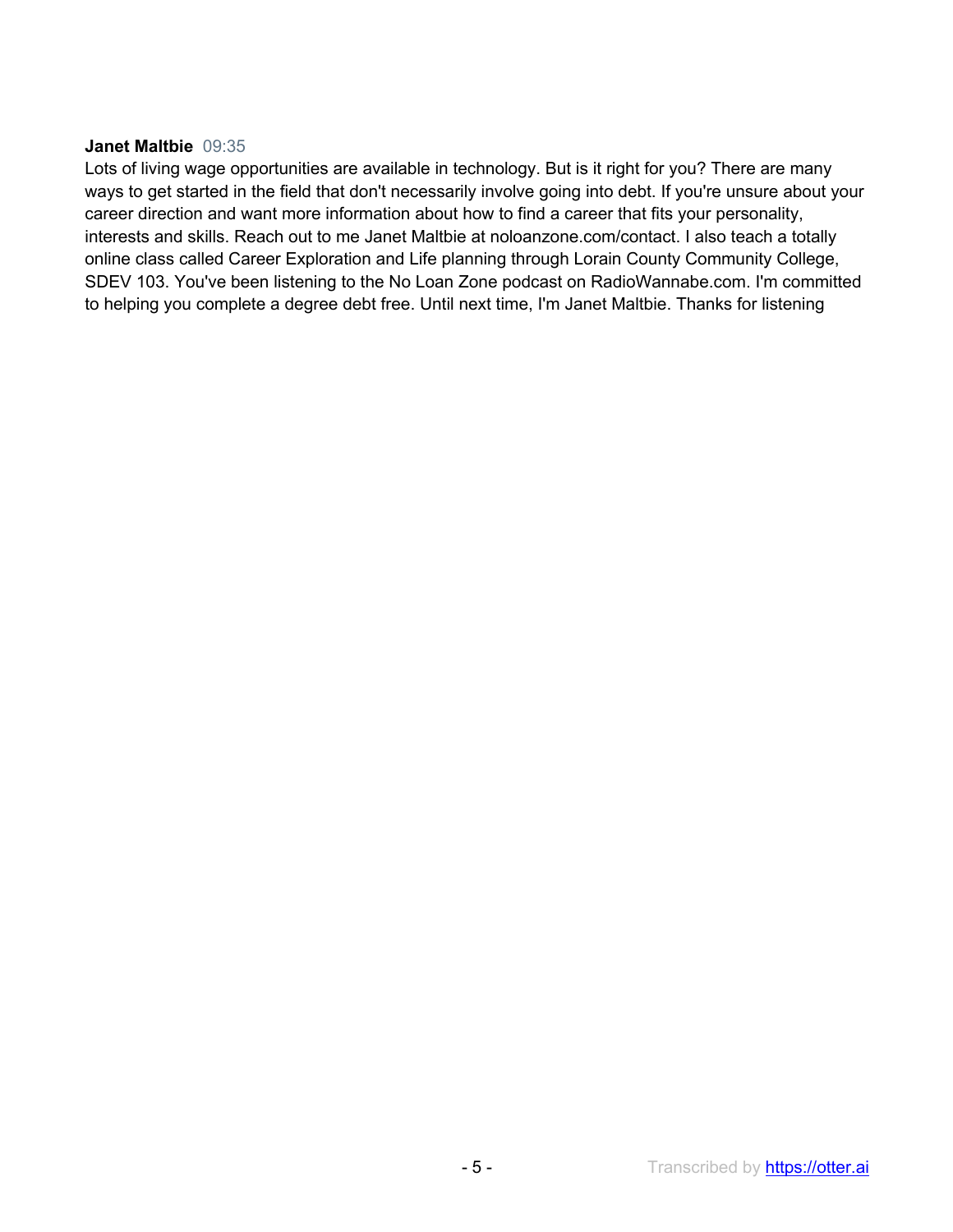**Janet Maltbie** 09:35

Lots of living wage opportunities are available in technology. But is it right for you? There are many ways to get started in the field that don't necessarily involve going into debt. If you're unsure about your career direction and want more information about how to find a career that fits your personality, interests and skills. Reach out to me Janet Maltbie at noloanzone.com/contact. I also teach a totally online class called Career Exploration and Life planning through Lorain County Community College, SDEV 103. You've been listening to the No Loan Zone podcast on RadioWannabe.com. I'm committed to helping you complete a degree debt free. Until next time, I'm Janet Maltbie. Thanks for listening